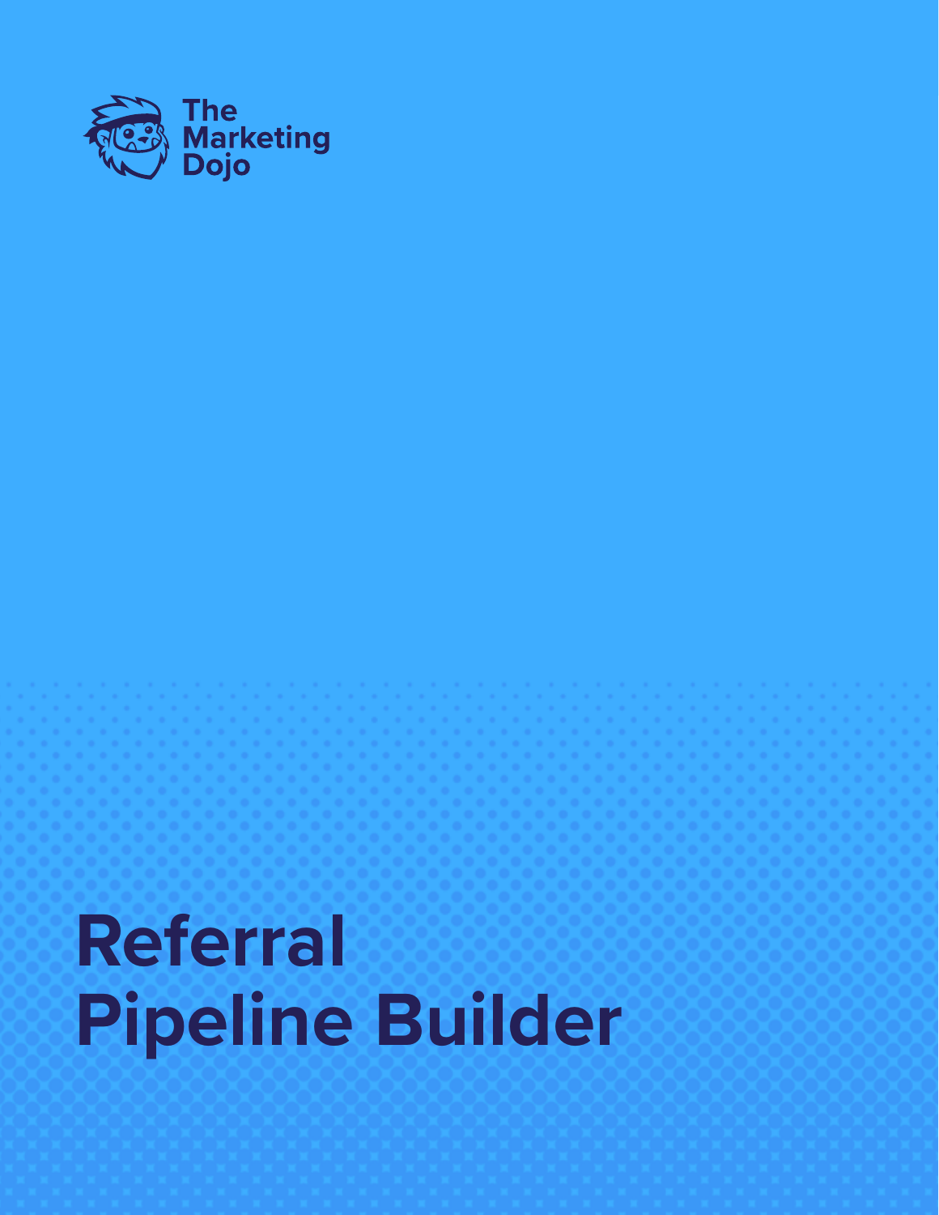The Marketing Dojo

# Referral Pipeline Builder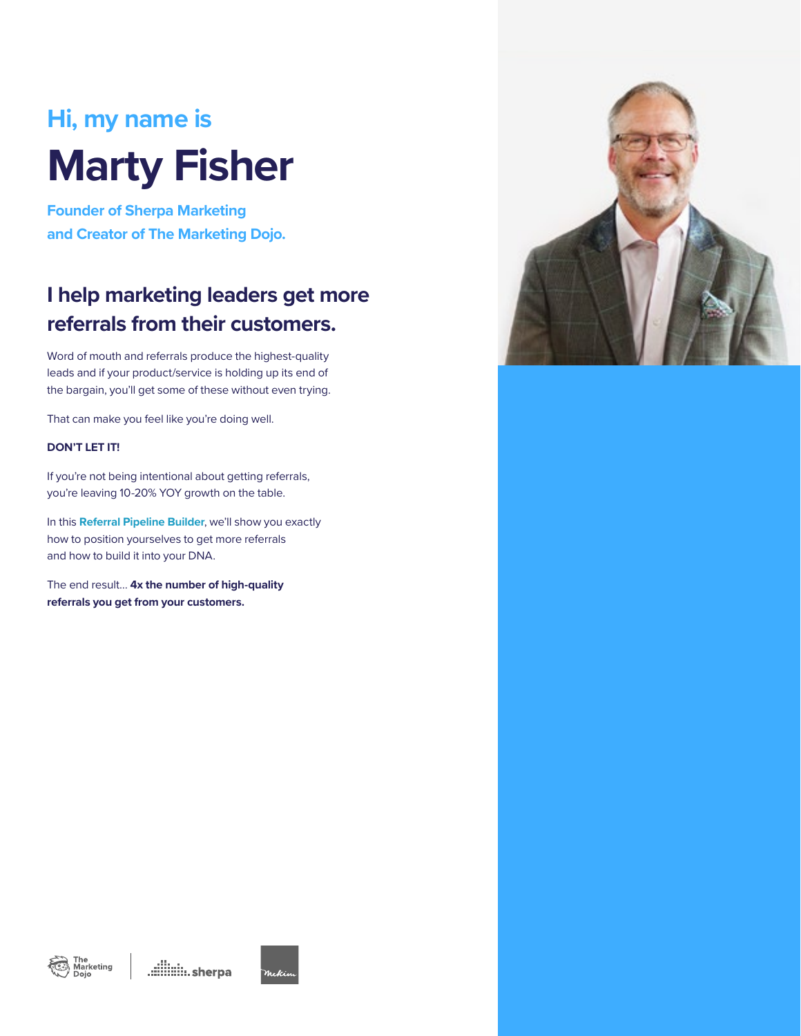Hi, my name is

# Marty Fisher

**Founder of Sherpa Marketing and Creator of The Marketing Dojo.**

## I help marketing leaders get more referrals from their customers.

Word of mouth and referrals produce the highest-quality leads and if your product/service is holding up its end of the bargain, you'll get some of these without even trying.

That can make you feel like you're doing well.

**DON'T LET IT!**

If you're not being intentional about getting referrals, you're leaving 10-20% YOY growth on the table.

In this **Referral Pipeline Builder**, we'll show you exactly how to position yourselves to get more referrals and how to build it into your DNA.

The end result... **4x the number of high-quality referrals you get from your customers.**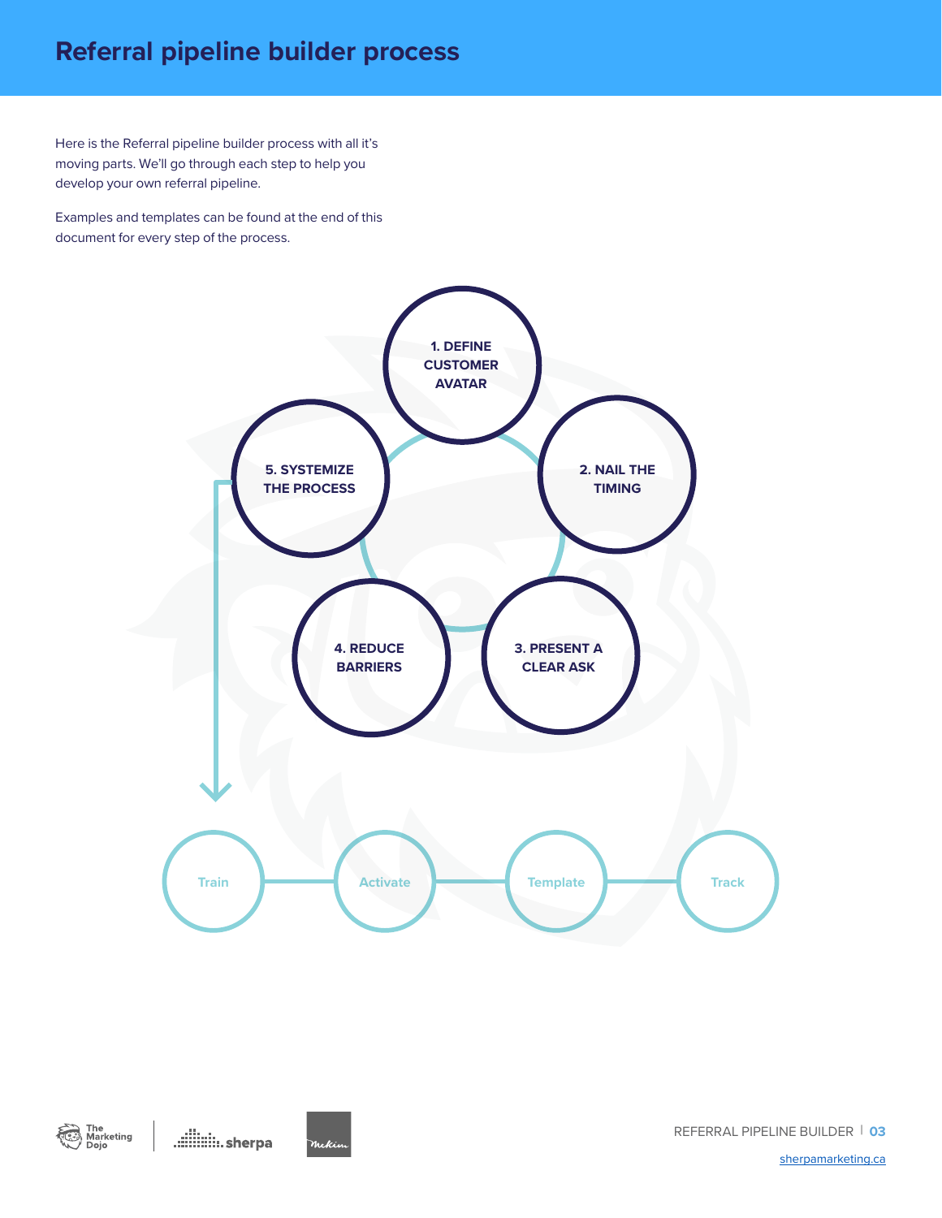# Referral pipeline builder process

Here is the Referral pipeline builder process with all it's moving parts. We'll go through each step to help you develop your own referral pipeline.

Examples and templates can be found at the end of this document for every step of the process.

1. DEFINE CUSTOMER AVATAR
2. NAIL THE TIMING
3. PRESENT A CLEAR ASK
4. REDUCE BARRIERS
5. SYSTEMIZE THE PROCESS

Train — Activate — Template — Track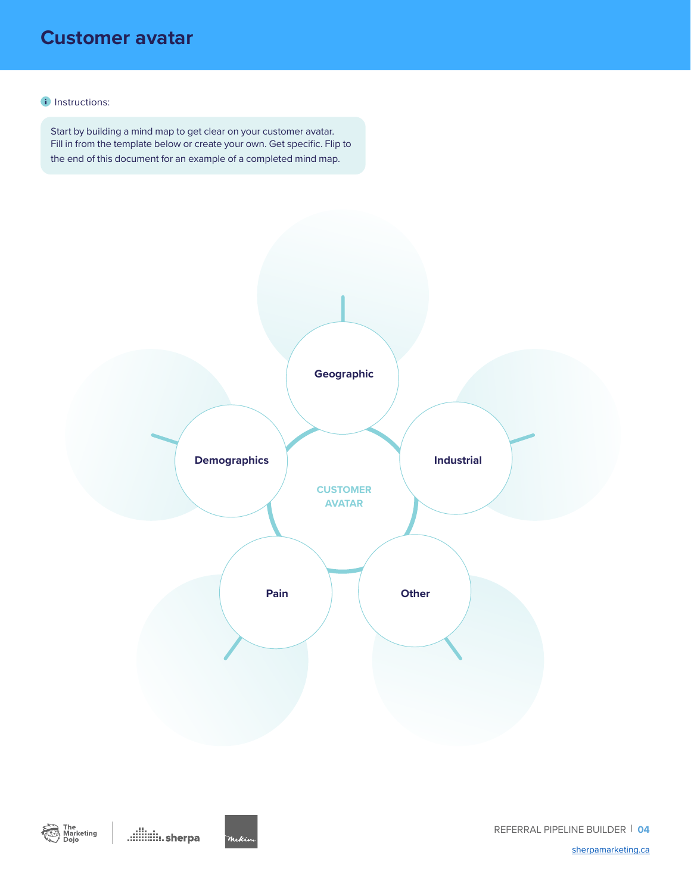# Customer avatar

Instructions:

Start by building a mind map to get clear on your customer avatar. Fill in from the template below or create your own. Get specific. Flip to the end of this document for an example of a completed mind map.

CUSTOMER AVATAR

- Geographic
- Industrial
- Other
- Pain
- Demographics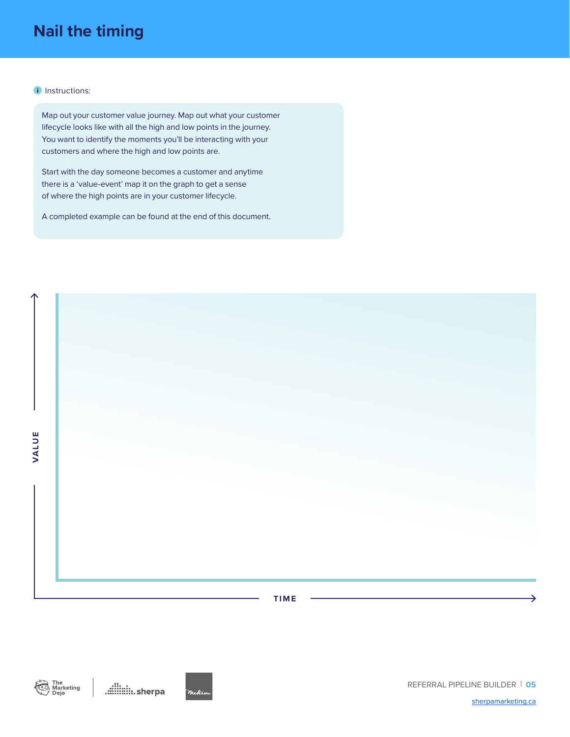# Nail the timing

Instructions:

Map out your customer value journey. Map out what your customer lifecycle looks like with all the high and low points in the journey. You want to identify the moments you'll be interacting with your customers and where the high and low points are.

Start with the day someone becomes a customer and anytime there is a 'value-event' map it on the graph to get a sense of where the high points are in your customer lifecycle.

A completed example can be found at the end of this document.

VALUE

TIME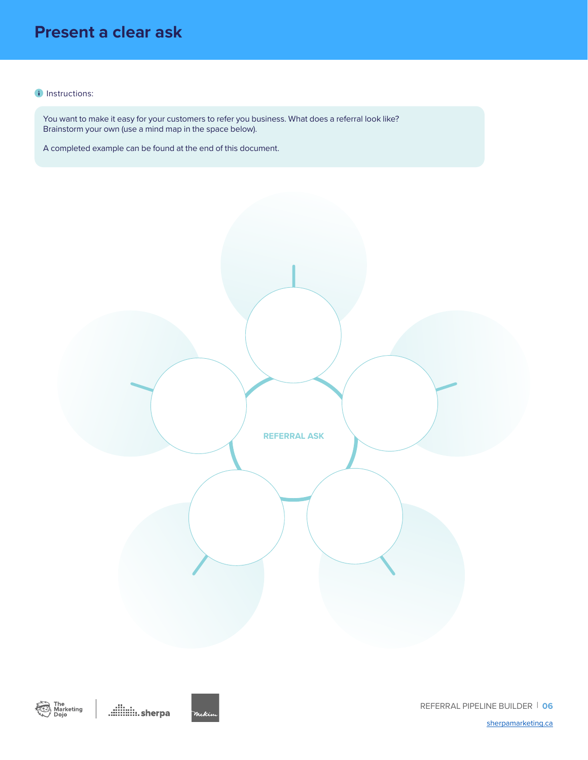# Present a clear ask

Instructions:

You want to make it easy for your customers to refer you business. What does a referral look like? Brainstorm your own (use a mind map in the space below).

A completed example can be found at the end of this document.

REFERRAL ASK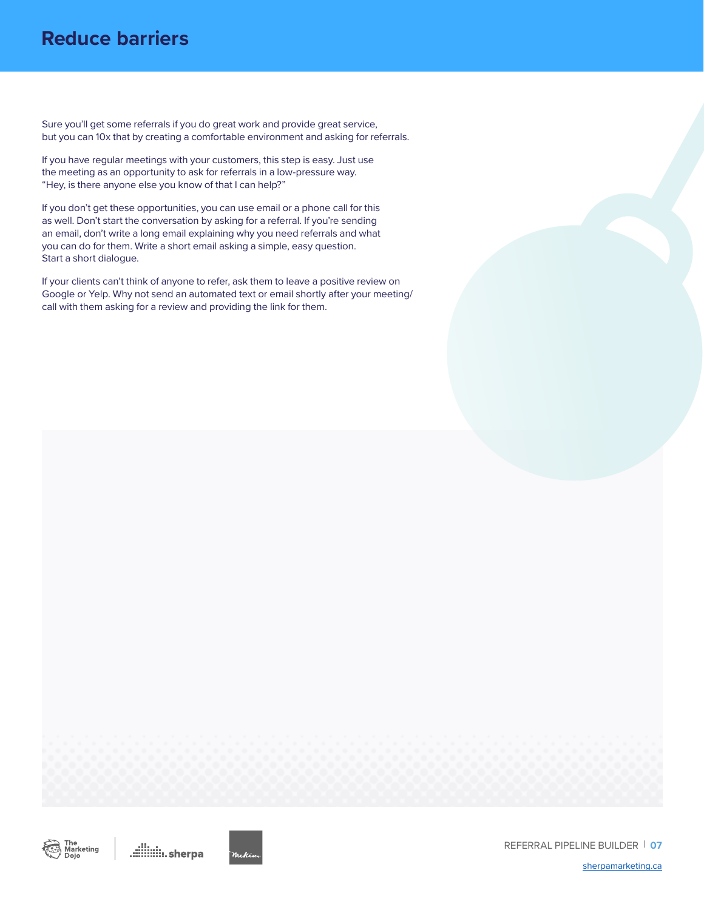# Reduce barriers

Sure you'll get some referrals if you do great work and provide great service, but you can 10x that by creating a comfortable environment and asking for referrals.

If you have regular meetings with your customers, this step is easy. Just use the meeting as an opportunity to ask for referrals in a low-pressure way. "Hey, is there anyone else you know of that I can help?"

If you don't get these opportunities, you can use email or a phone call for this as well. Don't start the conversation by asking for a referral. If you're sending an email, don't write a long email explaining why you need referrals and what you can do for them. Write a short email asking a simple, easy question. Start a short dialogue.

If your clients can't think of anyone to refer, ask them to leave a positive review on Google or Yelp. Why not send an automated text or email shortly after your meeting/call with them asking for a review and providing the link for them.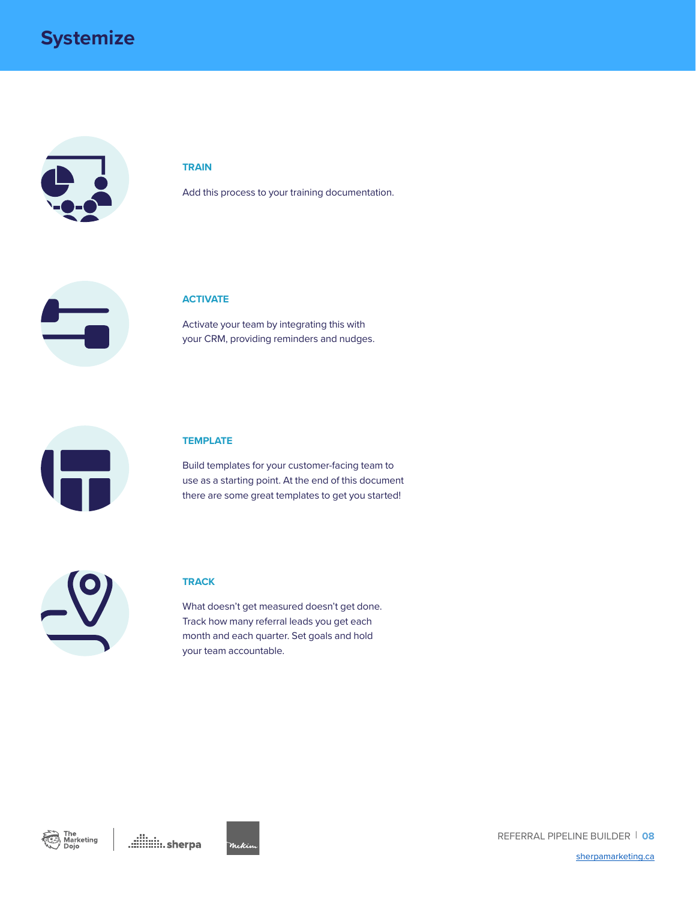# Systemize

### TRAIN

Add this process to your training documentation.

### ACTIVATE

Activate your team by integrating this with your CRM, providing reminders and nudges.

### TEMPLATE

Build templates for your customer-facing team to use as a starting point. At the end of this document there are some great templates to get you started!

### TRACK

What doesn't get measured doesn't get done. Track how many referral leads you get each month and each quarter. Set goals and hold your team accountable.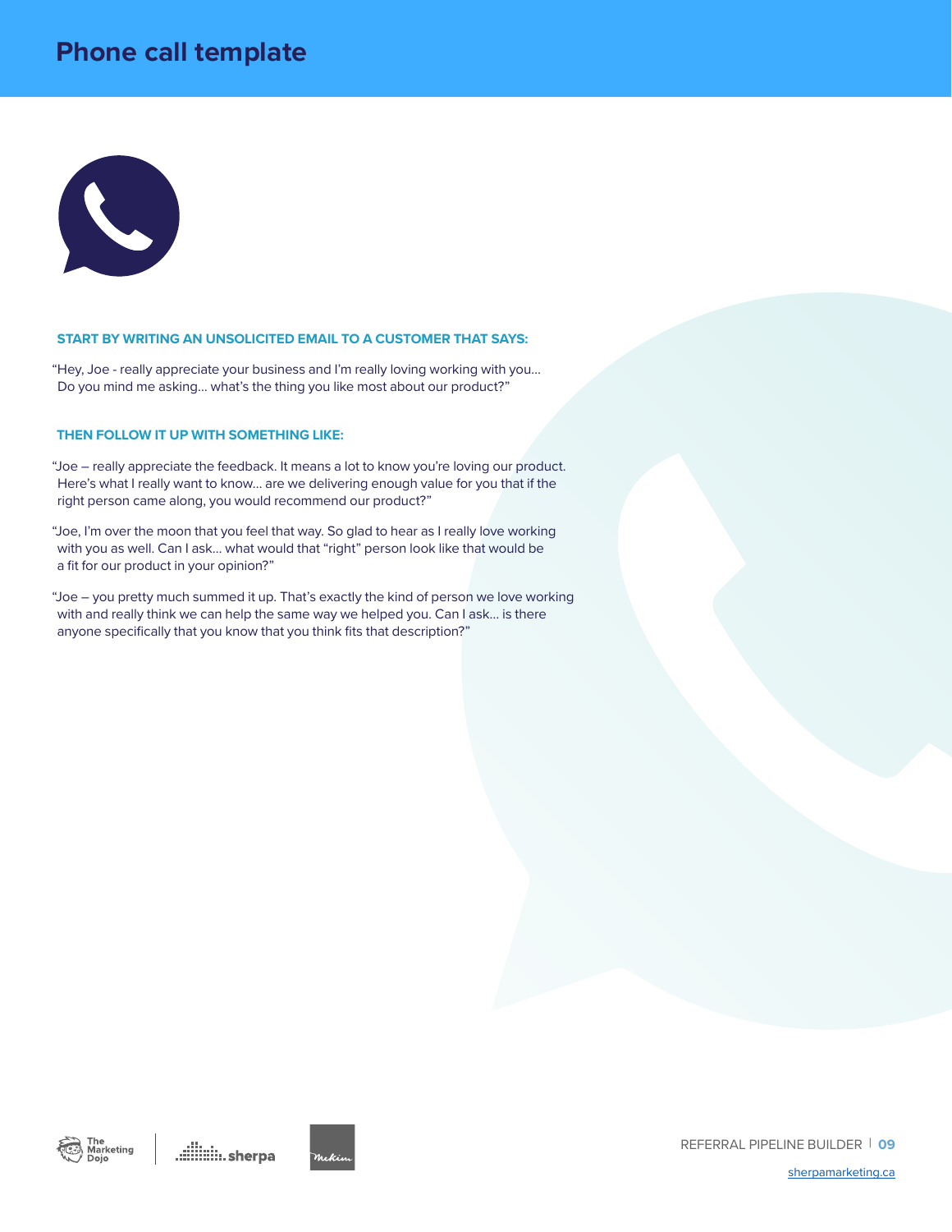# Phone call template

**START BY WRITING AN UNSOLICITED EMAIL TO A CUSTOMER THAT SAYS:**

"Hey, Joe - really appreciate your business and I'm really loving working with you... Do you mind me asking... what's the thing you like most about our product?"

**THEN FOLLOW IT UP WITH SOMETHING LIKE:**

"Joe – really appreciate the feedback. It means a lot to know you're loving our product. Here's what I really want to know... are we delivering enough value for you that if the right person came along, you would recommend our product?"

"Joe, I'm over the moon that you feel that way. So glad to hear as I really love working with you as well. Can I ask... what would that "right" person look like that would be a fit for our product in your opinion?"

"Joe – you pretty much summed it up. That's exactly the kind of person we love working with and really think we can help the same way we helped you. Can I ask... is there anyone specifically that you know that you think fits that description?"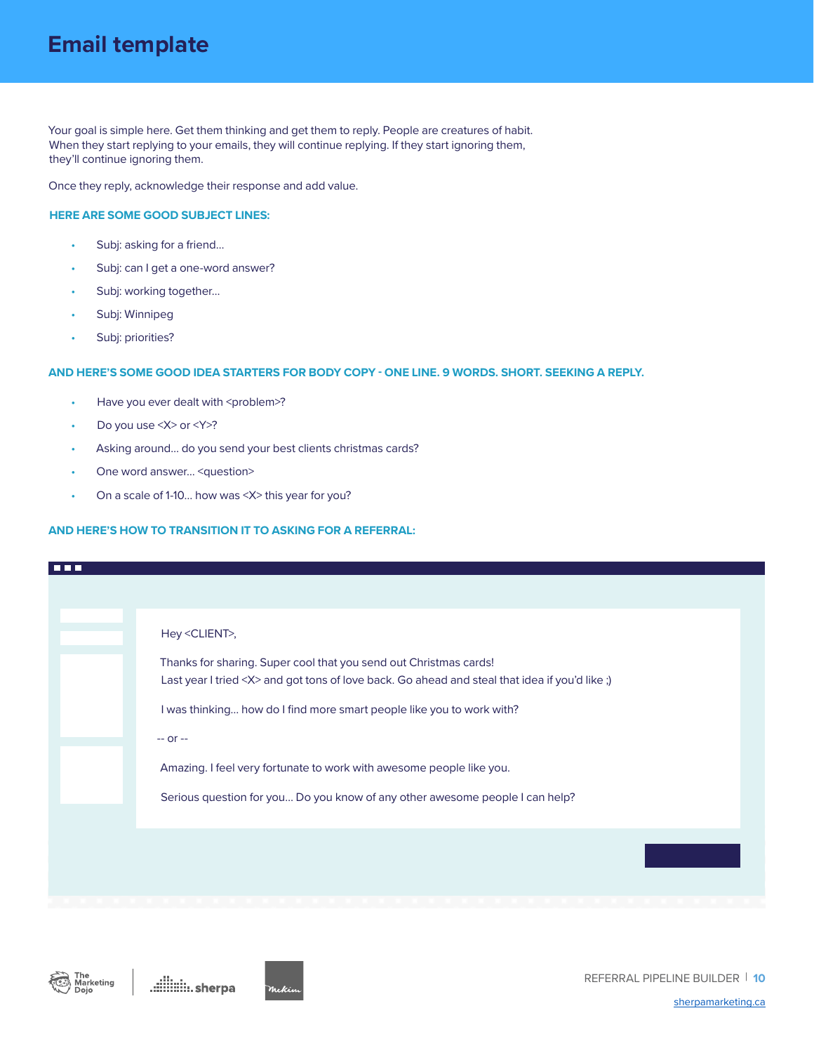# Email template

Your goal is simple here. Get them thinking and get them to reply. People are creatures of habit. When they start replying to your emails, they will continue replying. If they start ignoring them, they'll continue ignoring them.

Once they reply, acknowledge their response and add value.

**HERE ARE SOME GOOD SUBJECT LINES:**

- Subj: asking for a friend...
- Subj: can I get a one-word answer?
- Subj: working together...
- Subj: Winnipeg
- Subj: priorities?

**AND HERE'S SOME GOOD IDEA STARTERS FOR BODY COPY - ONE LINE. 9 WORDS. SHORT. SEEKING A REPLY.**

- Have you ever dealt with <problem>?
- Do you use <X> or <Y>?
- Asking around... do you send your best clients christmas cards?
- One word answer... <question>
- On a scale of 1-10... how was <X> this year for you?

**AND HERE'S HOW TO TRANSITION IT TO ASKING FOR A REFERRAL:**

Hey <CLIENT>,

Thanks for sharing. Super cool that you send out Christmas cards!
Last year I tried <X> and got tons of love back. Go ahead and steal that idea if you'd like ;)

I was thinking... how do I find more smart people like you to work with?

-- or --

Amazing. I feel very fortunate to work with awesome people like you.

Serious question for you... Do you know of any other awesome people I can help?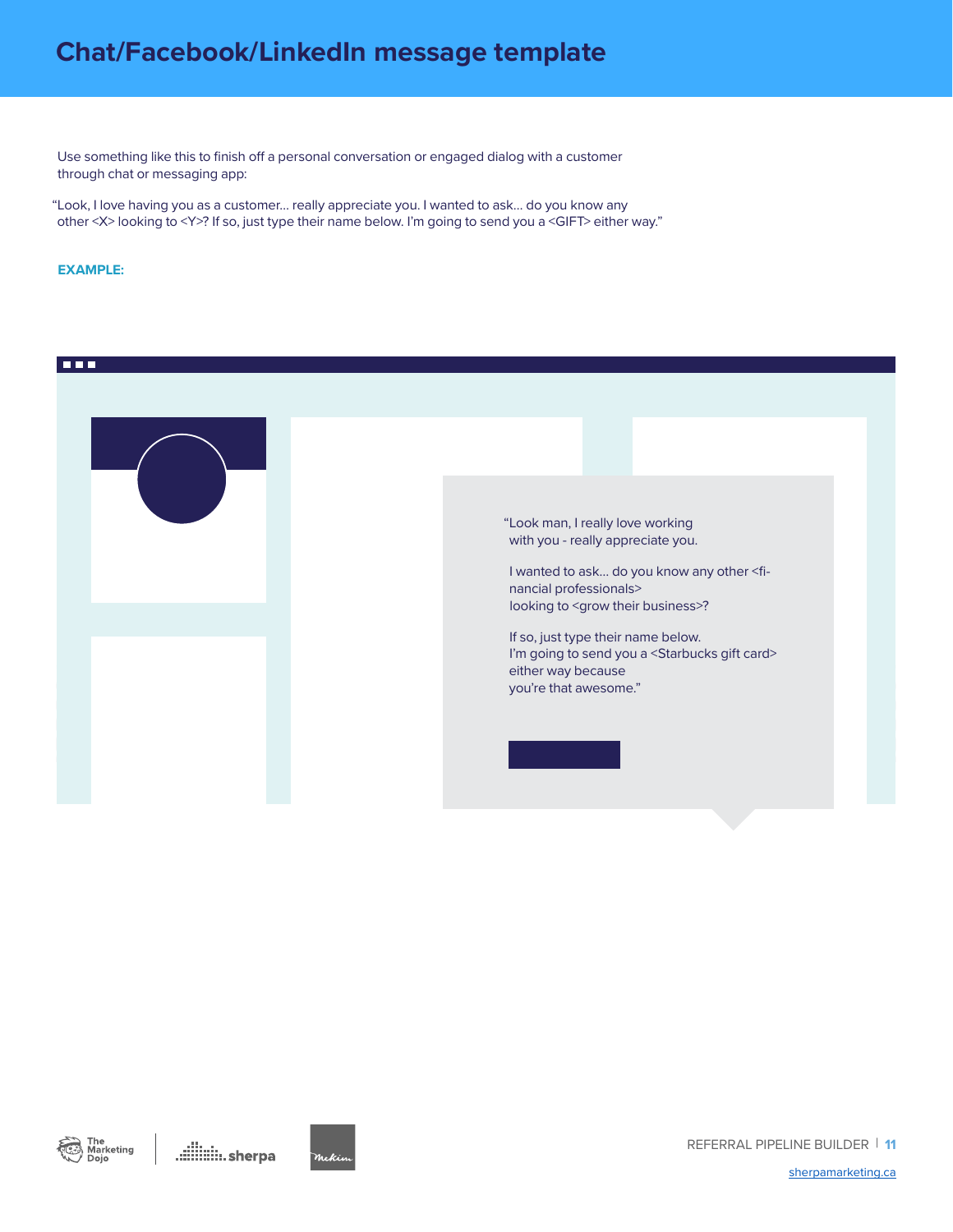# Chat/Facebook/LinkedIn message template

Use something like this to finish off a personal conversation or engaged dialog with a customer through chat or messaging app:

"Look, I love having you as a customer... really appreciate you. I wanted to ask... do you know any other <X> looking to <Y>? If so, just type their name below. I'm going to send you a <GIFT> either way."

**EXAMPLE:**

"Look man, I really love working with you - really appreciate you.

I wanted to ask... do you know any other <financial professionals> looking to <grow their business>?

If so, just type their name below. I'm going to send you a <Starbucks gift card> either way because you're that awesome."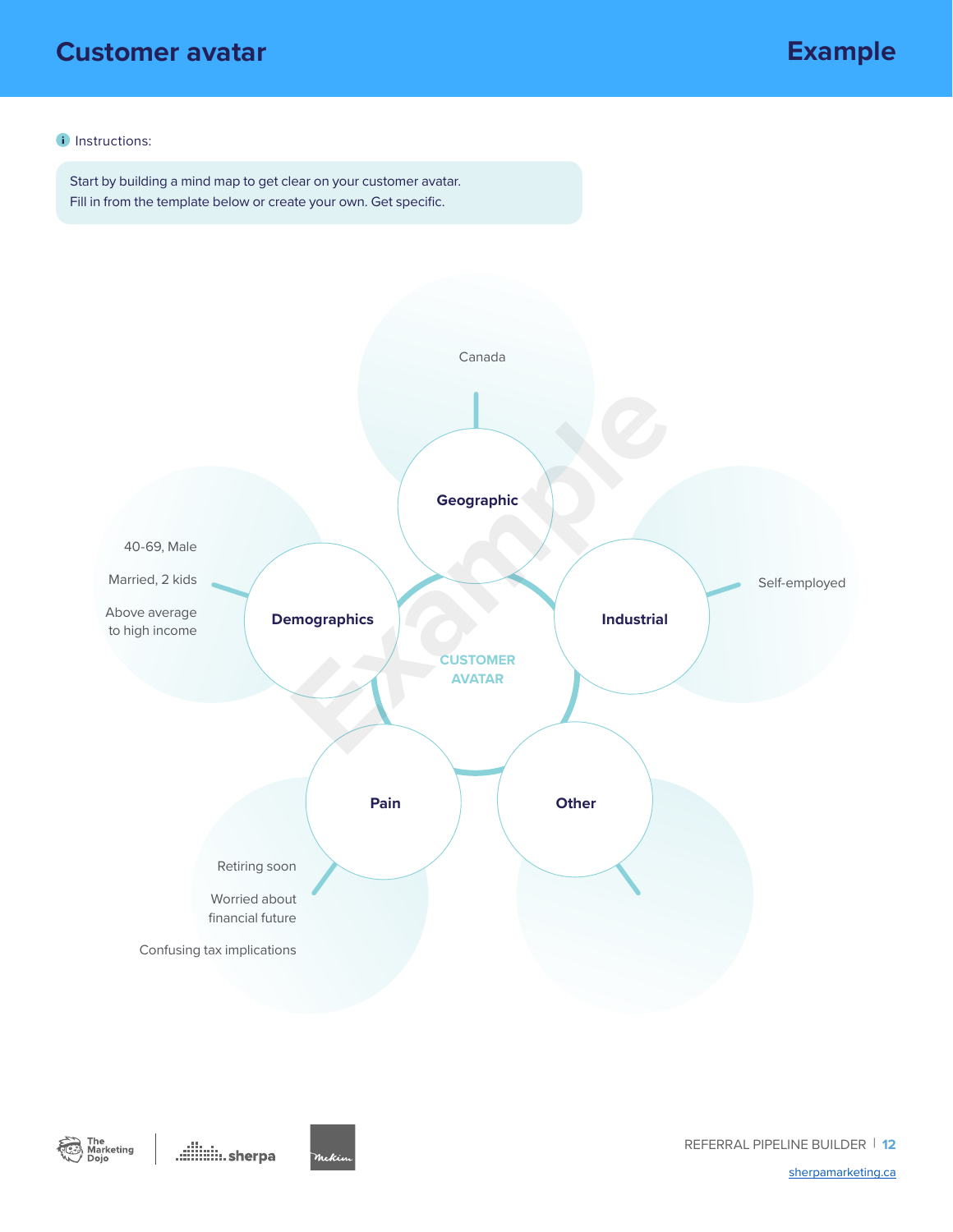# Customer avatar

**Example**

Instructions:

Start by building a mind map to get clear on your customer avatar.
Fill in from the template below or create your own. Get specific.

**CUSTOMER AVATAR**

**Geographic**

- Canada

**Demographics**

- 40-69, Male
- Married, 2 kids
- Above average to high income

**Industrial**

- Self-employed

**Pain**

- Retiring soon
- Worried about financial future
- Confusing tax implications

**Other**

sherpamarketing.ca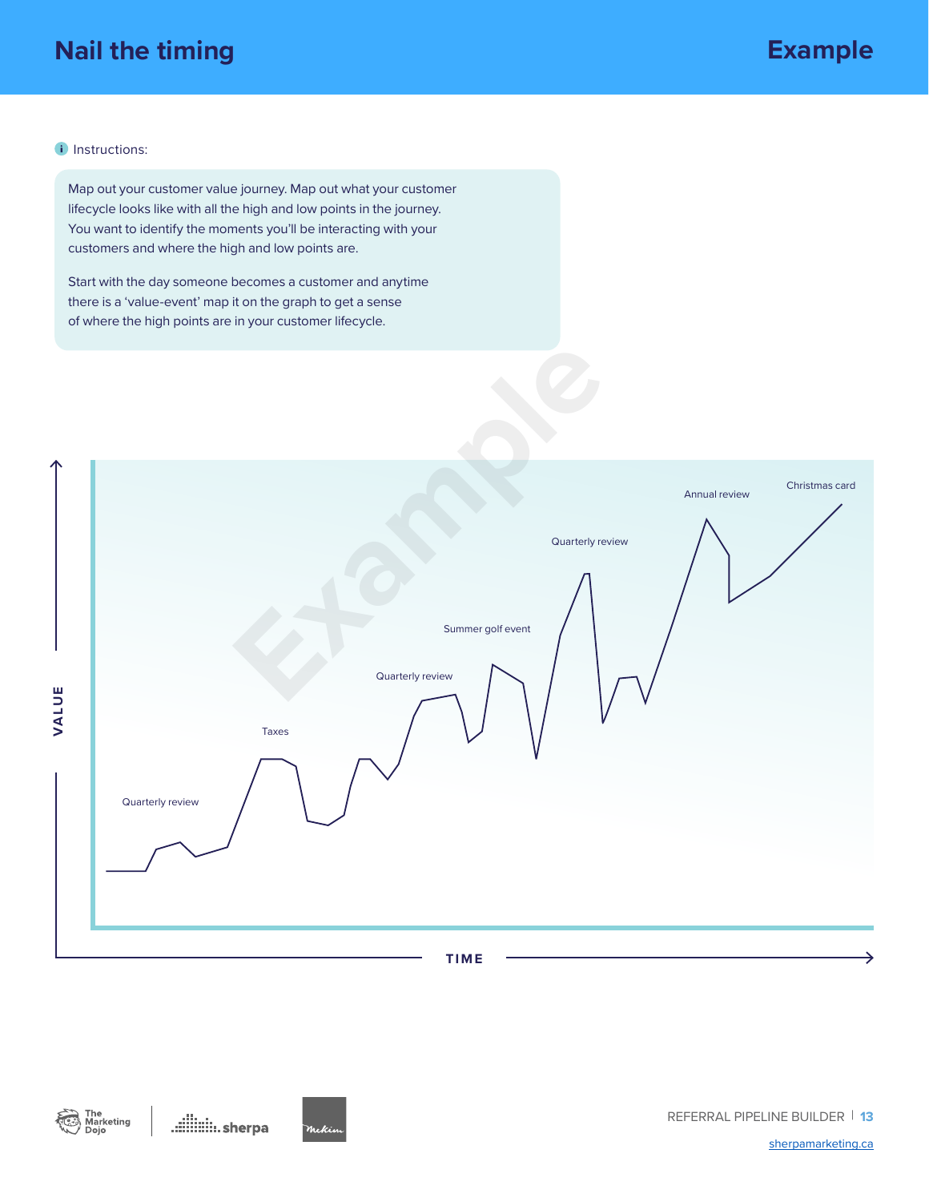# Nail the timing

## Example

Instructions:

Map out your customer value journey. Map out what your customer lifecycle looks like with all the high and low points in the journey. You want to identify the moments you'll be interacting with your customers and where the high and low points are.

Start with the day someone becomes a customer and anytime there is a 'value-event' map it on the graph to get a sense of where the high points are in your customer lifecycle.

VALUE

Quarterly review

Taxes

Quarterly review

Summer golf event

Quarterly review

Annual review

Christmas card

TIME

sherpamarketing.ca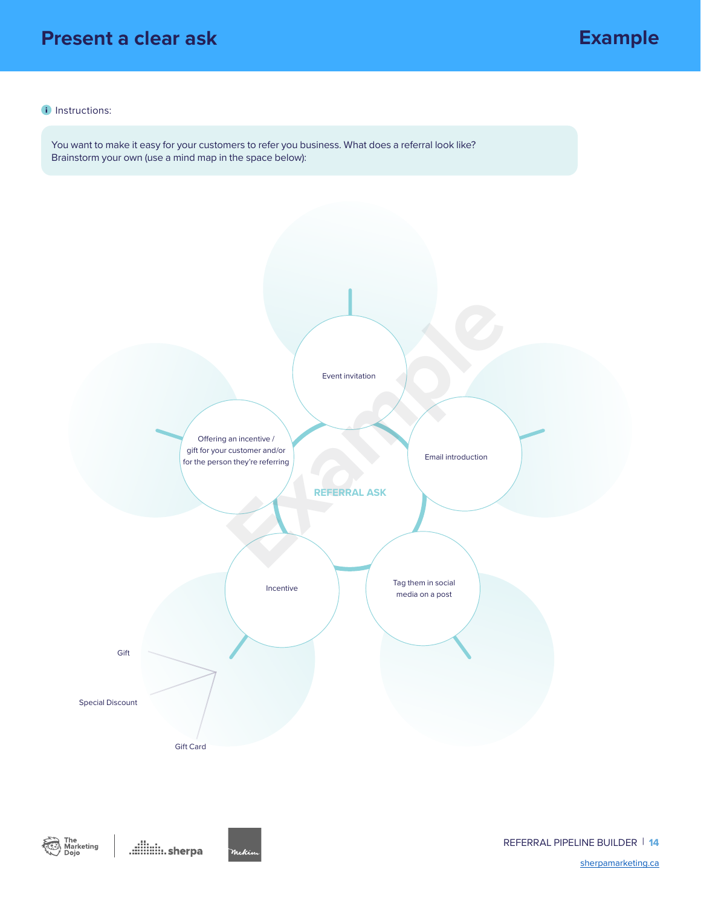# Present a clear ask

**Example**

Instructions:

You want to make it easy for your customers to refer you business. What does a referral look like?
Brainstorm your own (use a mind map in the space below):

REFERRAL ASK

- Event invitation
- Email introduction
- Tag them in social media on a post
- Incentive
  - Gift
  - Special Discount
  - Gift Card
- Offering an incentive / gift for your customer and/or for the person they're referring

Example

sherpamarketing.ca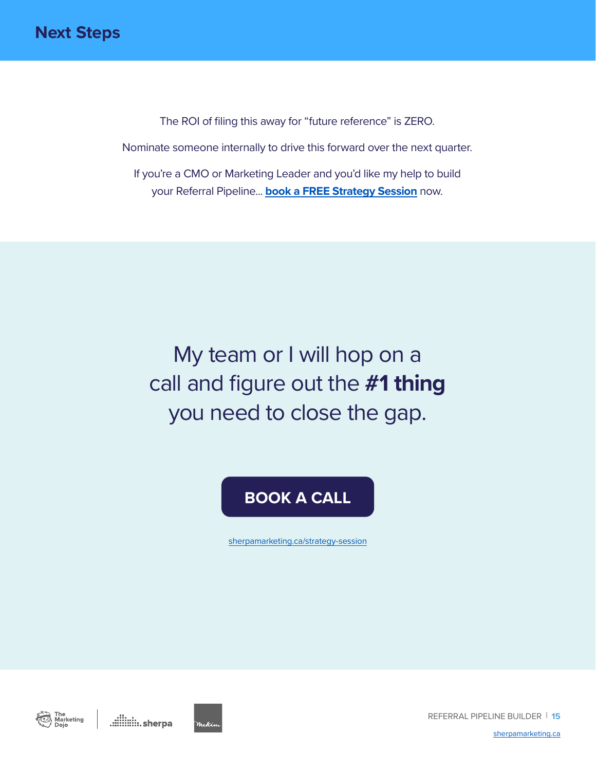# Next Steps

The ROI of filing this away for "future reference" is ZERO.

Nominate someone internally to drive this forward over the next quarter.

If you're a CMO or Marketing Leader and you'd like my help to build your Referral Pipeline... **book a FREE Strategy Session** now.

My team or I will hop on a call and figure out the **#1 thing** you need to close the gap.

**BOOK A CALL**

sherpamarketing.ca/strategy-session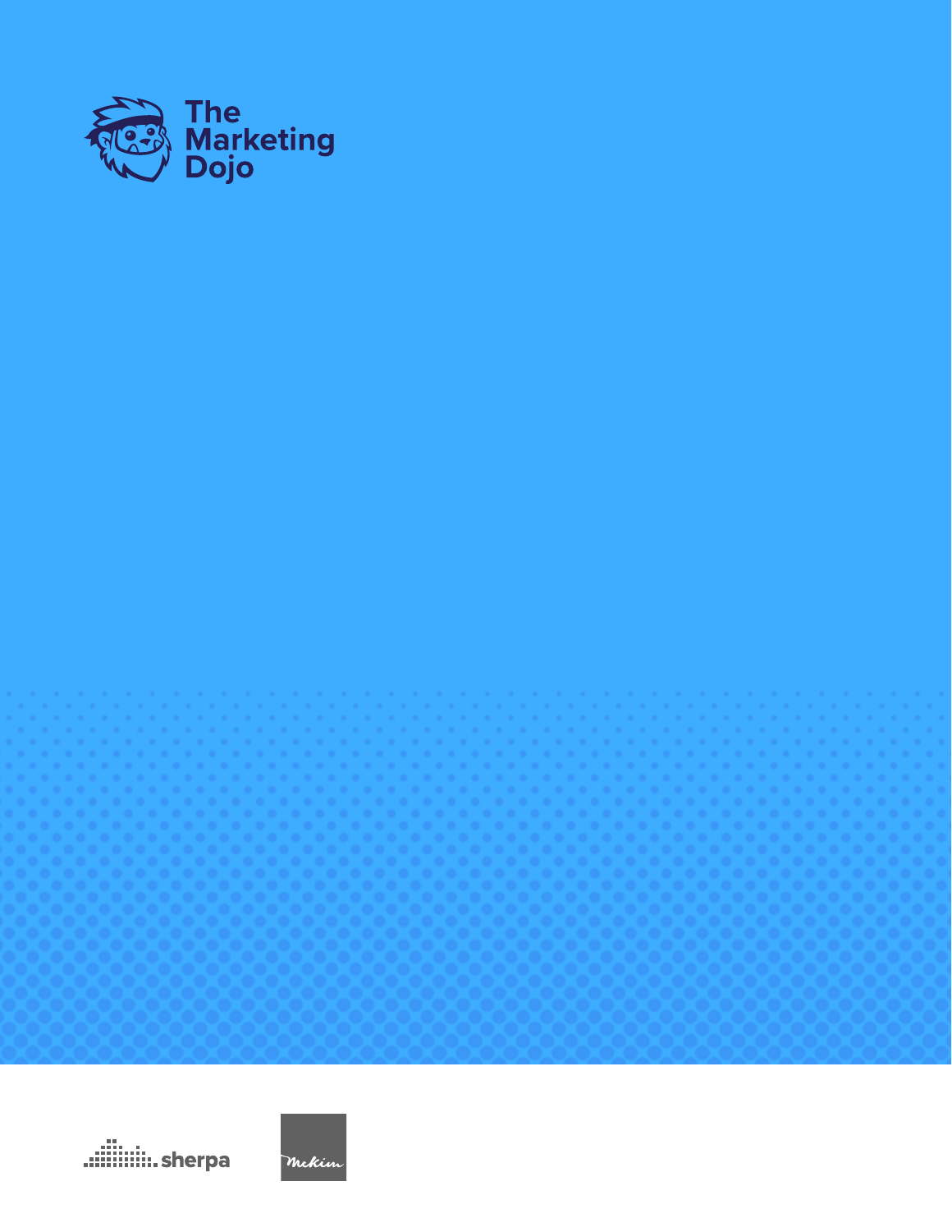The Marketing Dojo

sherpa

McKim